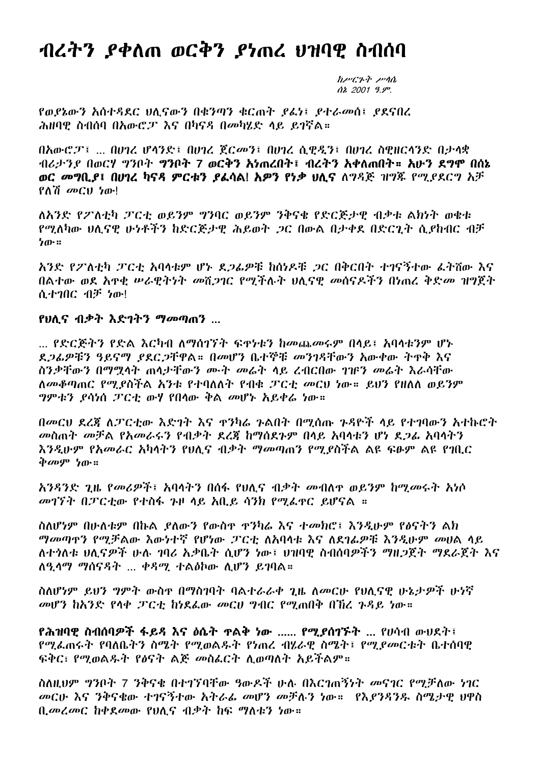# ብረትን ያቀለጠ ወርቅን ያነጠረ ህዝባዊ ስብሰባ

*ከሥርጉተ ሥላሴ*
*ሰኔ 2001 ዓ.ም.*

የወያኔውን አሰተዳደር ህሊናውን በቁንጣን ቁርጠት ያፈነ፣ ያተራመሰ፣ ያደናበረ ሕዝባዊ ስብሰባ በአውሮፓ እና በካናዳ በመካሄድ ላይ ይገኛል።

በአውሮፓ፣ ... በሀገረ ሆላንድ፣ በሀገረ ጀርመን፣ በሀገረ ሲዊዲን፣ በሀገረ ስዊዘርላንድ በታላቋ ብሪታንያ በወርሃ ግንቦት **ግንቦት 7 ወርቅን አነጠረበት፣ ብረትን አቀለጠበት። አሁን ደግሞ በሰኔ ወር መግቢያ፣ በሀገረ ካናዳ ምርቱን ያፈሳል! አዎን የነቃ ህሊና** ለግዳጅ ዝግጁ የሚያደርግ አቻ የለሽ መርህ ነው!

ለአንድ የፖለቲካ ፓርቲ ወይንም ግንባር ወይንም ንቅናቄ የድርጅታዊ ብቃቱ ልክነት ወቁቱ የሚለካው ህሊናዊ ሁኔቶችን ከድርጅታዊ ሕይወት ጋር በውል በታቀደ በድርጊት ሲያከብር ብቻ ነው።

አንድ የፖለቲካ ፓርቲ አባላቱም ሆኑ ደጋፊዎቹ ከሰነዶቹ ጋር በቅርበት ተገናኝተው ፈትሸው እና በልተው ወደ አዋቂ ሠራዊትነት መሸጋገር የሚችሉት ህሊናዊ መሰናዶችን በነጠረ ቅድመ ዝግጅት ሲተገበር ብቻ ነው!

### የህሊና ብቃት እድገትን ማመጣጠን ...

... የድርጅትን የድል እርካብ ለማሰገኘት ፍዋነቱን ከመጨመሩም በላይ፣ አባላቱንም ሆኑ ደጋፊዎቹን ዓይናማ ያደርጋቸዋል። በመሆን ቤተኞቹ መንገዳቸውን አውቀው ትዋቅ እና ስንቃቸውን በማሚላት ጠላታቸውን ሙት መሬት ላይ ረብርበው ገዝፍ መሬት እራሳቸው ለመቆጣጠር የሚያስችል አንቱ የተባለለት የብቁ ፓርቲ መርህ ነው። ይህን የዘለለ ወይንም ግምቱን ያሳነሰ ፓርቲ ውሃ የበላው ቅል መሆኑ አይቀሬ ነው።

በመርህ ደረጃ ለፓርቲው እድገት እና ዋንካሬ ጉልበት በሚሰጡ ጉዳዮች ላይ የተገባውን አተኩሮት መስጠት መቻል የአመራሩን የብቃት ደረጃ ከማስደጉም በላይ አባላቱን ሆነ ደጋፊ አባላትን እንዲሁም የአመራር አካላትን የህሊና ብቃት ማመጣጠን የሚያስችል ልዩ ፍፁም ልዩ የገቢር ቅመም ነው።

አንዳንድ ጊዜ የመሪዎች፣ አባላትን በሰፋ የህሊና ብቃት መብለዋ ወይንም ከሚመሩት አነሶ መገኘት በፓርቲው የተስፋ ጉዞ ላይ አቢይ ሳንክ የሚፈዋር ይሆናል ።

ስለሆነም በሁለቱም በኩል ያለውን የውስዋ ዋንካሬ እና ተመክሮ፣ እንዲሁም የፅናትን ልክ ማመጣዋን የሚቻለው እውነተኛ የሆነው ፓርቲ ለአባላቱ እና ለደገፊዎቹ እንዲሁም መሀል ላይ ለተጎለቱ ህሊናዎች ሁሉ ገባሪ አቃቤት ሲሆን ነው፣ ህዝባዊ ስብሰባዎችን ማዘጋጀት ማደራጀት እና ለዒላማ ማሰናዳት ... ቀዳሚ ተልዕኮው ሊሆን ይገባል።

ስለሆነም ይህን ግምት ውስዋ በማስገባት ባልተራራቀ ጊዜ ለመርሁ የህሊናዊ ሁኔታዎች ሁነኛ መሆን ከአንድ የላቀ ፓርቲ ከነደፈው መርህ ግብር የሚጠበቅ በኸረ ጉዳይ ነው።

**የሕዝባዊ ስብሰባዎች ፋይዳ እና ዕሴት ዋልቅ ነው ...... የሚያሰገኙት** ... የህሳብ ውህደት፣ የሚፈጠሩት የባለቤትን ስሜት የሚወልዱት የነጠረ ብሄራዊ ስሜት፣ የሚያመርቱት ቤተሰባዊ ፍቅር፣ የሚወልዱት የፅናት ልጅ መስፈርት ሊወጣለት አይችልም።

ስለዚህም ግንቦት 7 ንቅናቄ በተገኘባቸው ዓውዶች ሁሉ በእርገጠኝነት መናገር የሚቻለው ነገር መርሁ እና ንቅናቄው ተገናኝተው አትራፊ መሆን መቻሉን ነው። የእያንዳንዱ ስሜታዊ ህዋስ ቢመረመር ከቀደመው የህሊና ብቃት ከፍ ማለቱን ነው።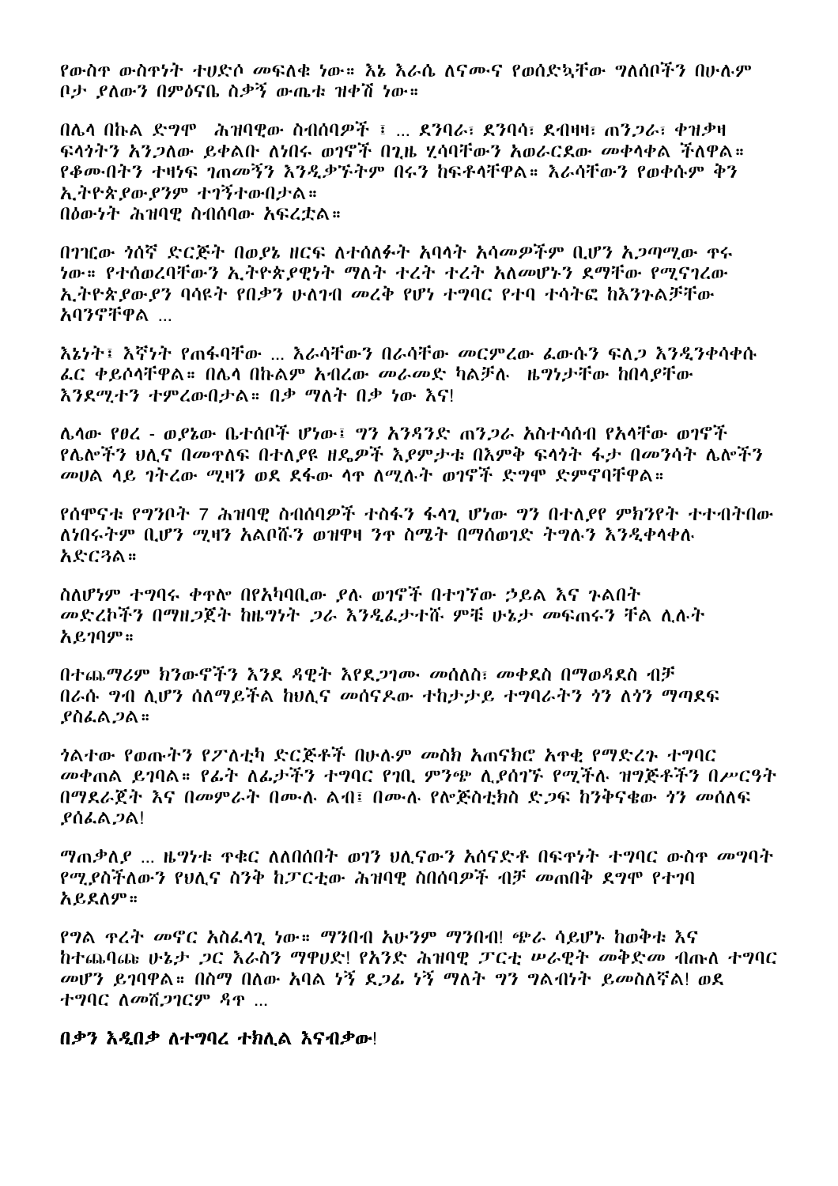የውስጥ ውስጥነት ተህድሶ መፍለቁ ነው። እኔ እራሴ ለናሙና የወሰድኳቸው ግለሰቦችን በሁሉም ቦታ ያለውን በምዕናቤ ስቃኝ ውጤቱ ዝቀሽ ነው።

በሌላ በኩል ድግሞ ሕዝባዊው ስብሰባዎች ፤ ... ደንባራ፣ ደንባሳ፣ ደብዛዛ፣ ጠንጋራ፣ ቀዝቃዛ ፍላጎትን አንጋለው ይቀልቡ ለነበሩ ወገኖች በጊዜ ሂሳባቸውን አወራርደው መቀላቀል ችለዋል። የቆሙበትን ተዛነፍ ገጠመኝን እንዲቃኙትም በሩን ከፍቶላቸዋል። እራሳቸውን የወቀሱም ቅን ኢትዮጵያውያንም ተገኝተውበታል።
በዕውነት ሕዝባዊ ስብሰባው አፍረቷል።

በገገርው ጎሰኛ ድርጅት በወያኔ ዘርፍ ለተሰለፉት አባላት አሳመዎችም ቢሆን አጋጣሚው ጥሩ ነው። የተሰወረባቸውን ኢትዮጵያዊነት ማለት ተረት ተረት አለመሆኑን ደማቸው የሚናገረው ኢትዮጵያውያን ባሳዩት የበቃን ሁለገብ መረቅ የሆነ ተግባር የተባ ተሳትፎ ከእንጉልቻቸው አባንኖቸዋል ...

እኔነት፣ እኛነት የጠፋባቸው ... እራሳቸውን በራሳቸው መርምረው ፌውሱን ፍለጋ እንዲንቀሳቀሱ ፈር ቀይሶላቸዋል። በሌላ በኩልም አብረው መራመድ ካልቻሉ ዜግነታቸው ከበላያቸው እንደሚተን ተምረውበታል። በቃ ማለት በቃ ነው እና!

ሌላው የፀረ - ወያኔው ቤተሰቦች ሆነው፣ ግን አንዳንድ ጠንጋራ አስተሳሰብ የአላቸው ወገኖች የሌሎችን ህሊና በመጥለፍ በተለያዩ ዘዴዎች እያምታቱ በእምቅ ፍላጎት ፋታ በመንሳት ሌሎችን መህል ላይ ገትረው ሚዛን ወደ ደፋው ላጥ ለሚሉት ወገኖች ድግሞ ድምኖባቸዋል።

የሰሞናቱ የግንቦት 7 ሕዝባዊ ስብሰባዎች ተስፋን ፋላጊ ሆነው ግን በተለያየ ምክንየት ተተብትበው ለነበሩትም ቢሆን ሚዛን አልቦሹን ወዝዋዛ ንጥ ስሜት በማሰወገድ ትግሉን እንዲቀላቀሉ አድርጓል።

ስለሆነም ተግባሩ ቀጥሎ በየአካባቢው ያሉ ወገኖች በተገኘው ኃይል እና ጉልበት መድረኮችን በማዘጋጀት ከዜግነት ጋራ እንዲፈታተሹ ምቹ ሁኔታ መፍጠሩን ቸል ሊሉት አይገባም።

በተጨማሪም ክንውኖችን እንደ ዳዊት እየደጋገሙ መሰለስ፣ መቀደስ በማወዳደስ ብቻ በራሱ ግብ ሊሆን ሰለማይችል ከህሊና መሰናዶው ተከታታይ ተግባራትን ጎን ለጎን ማጣደፍ ያስፈልጋል።

ጎልተው የወጡትን የፖለቲካ ድርጅቶች በሁሉም መስክ አጠናክሮ አጥቂ የማድረጉ ተግባር መቀጠል ይገባል። የፊት ለፊታችን ተግባር የገቢ ምንጭ ሊያሰገኙ የሚችሉ ዝግጅቶችን በሥርዓት በማደራጀት እና በመምራት በሙሉ ልብ፣ በሙሉ የሎጅስቲክስ ድጋፍ ከንቅናቄው ጎን መሰለፍ ያሰፈልጋል!

ማጠቃለያ ... ዜግነቱ ጥቁር ለለበሰበት ወገን ህሊናውን አሰናድቶ በፍጥነት ተግባር ውስጥ መግባት የሚያስችለውን የህሊና ስንቅ ከፓርቲው ሕዝባዊ ስበሰባዎች ብቻ መጠበቅ ደግሞ የተገባ አይደለም።

የግል ጥረት መኖር አስፈላጊ ነው። ማንበብ አሁንም ማንበብ! ጭራ ሳይሆኑ ከወቅቱ እና ከተጨባጩ ሁኔታ ጋር እራስን ማዋሀድ! የአንድ ሕዝባዊ ፓርቲ ሠራዊት መቅድመ ብጡለ ተግባር መሆን ይገባዋል። በስማ በለው አባል ነኝ ደጋፊ ነኝ ማለት ግን ግልብነት ይመስለኛል! ወደ ተግባር ለመሸጋገርም ዳጥ ...

**በቃን እዲበቃ ለተግባረ ተክሊል እናብቃው!**